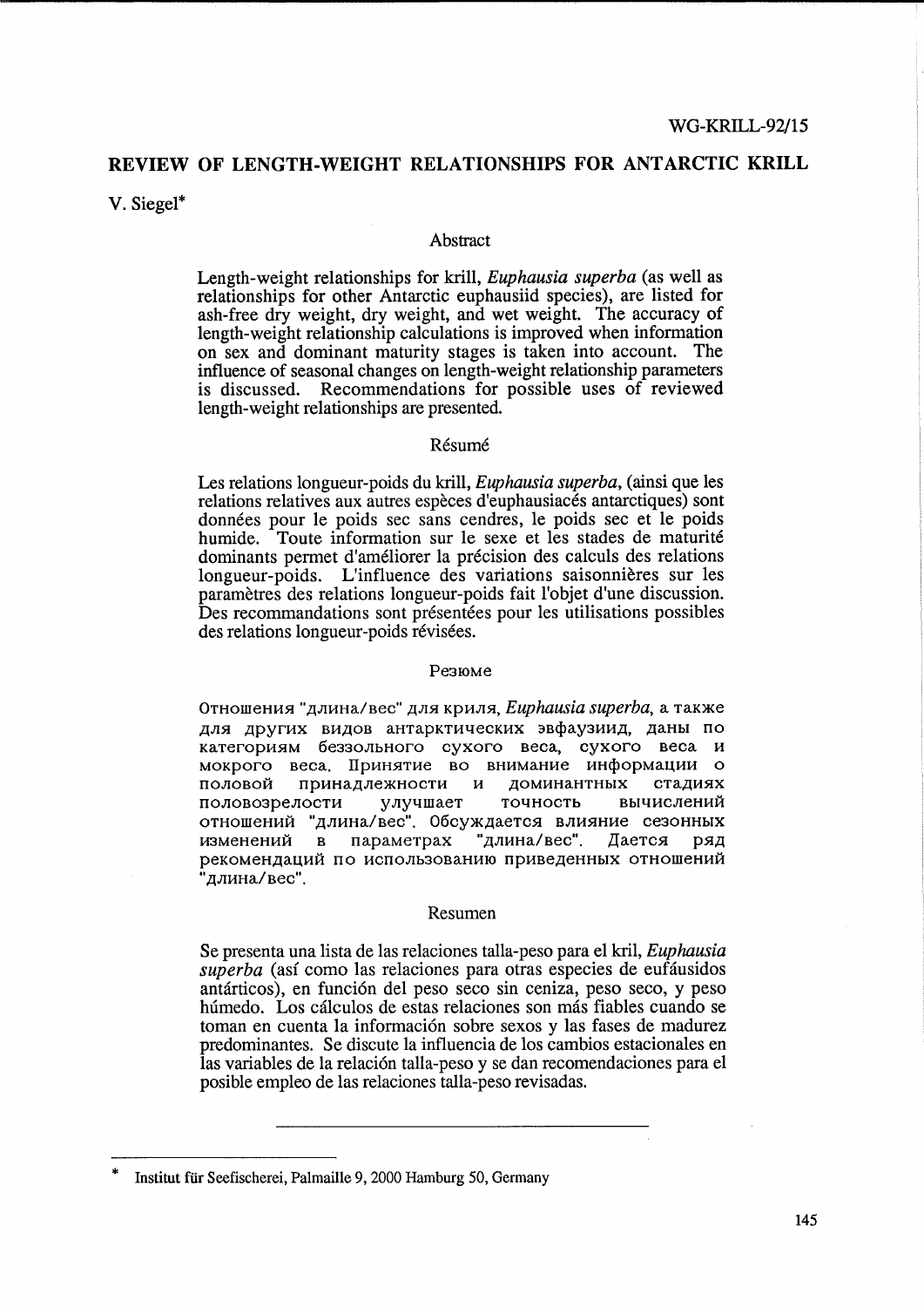WG-KRILL-92/15

# REVIEW OF LENGTH-WEIGHT RELATIONSHIPS FOR ANTARCTIC KRILL

V. Siegel*

## Abstract

Length-weight relationships for krill, *Euphausia superba* (as well as relationships for other Antarctic euphausiid species), are listed for ash-free dry weight, dry weight, and wet weight. The accuracy of length-weight relationship calculations is improved when information on sex and dominant maturity stages is taken into account. The influence of seasonal changes on length-weight relationship parameters is discussed. Recommendations for possible uses of reviewed length-weight relationships are presented.

## Résumé

Les relations longueur-poids du krill, *Euphausia superba*, (ainsi que les relations relatives aux autres espèces d'euphausiacés antarctiques) sont données pour le poids sec sans cendres, le poids sec et le poids humide. Toute information sur le sexe et les stades de maturité dominants permet d'améliorer la précision des calculs des relations longueur-poids. L'influence des variations saisonnières sur les paramètres des relations longueur-poids fait l'objet d'une discussion. Des recommandations sont présentées pour les utilisations possibles des relations longueur-poids révisées.

## Резюме

Отношения "длина/вес" для криля, *Euphausia superba*, а также для других видов антарктических эвфаузиид, даны по категориям беззольного сухого веса, сухого веса и мокрого веса. Принятие во внимание информации о половой принадлежности и доминантных стадиях половозрелости улучшает точность вычислений отношений "длина/вес". Обсуждается влияние сезонных изменений в параметрах "длина/вес". Дается ряд рекомендаций по использованию приведенных отношений "длина/вес".

## Resumen

Se presenta una lista de las relaciones talla-peso para el kril, *Euphausia superba* (así como las relaciones para otras especies de eufáusidos antárticos), en función del peso seco sin ceniza, peso seco, y peso húmedo. Los cálculos de estas relaciones son más fiables cuando se toman en cuenta la información sobre sexos y las fases de madurez predominantes. Se discute la influencia de los cambios estacionales en las variables de la relación talla-peso y se dan recomendaciones para el posible empleo de las relaciones talla-peso revisadas.

---

\* Institut für Seefischerei, Palmaille 9, 2000 Hamburg 50, Germany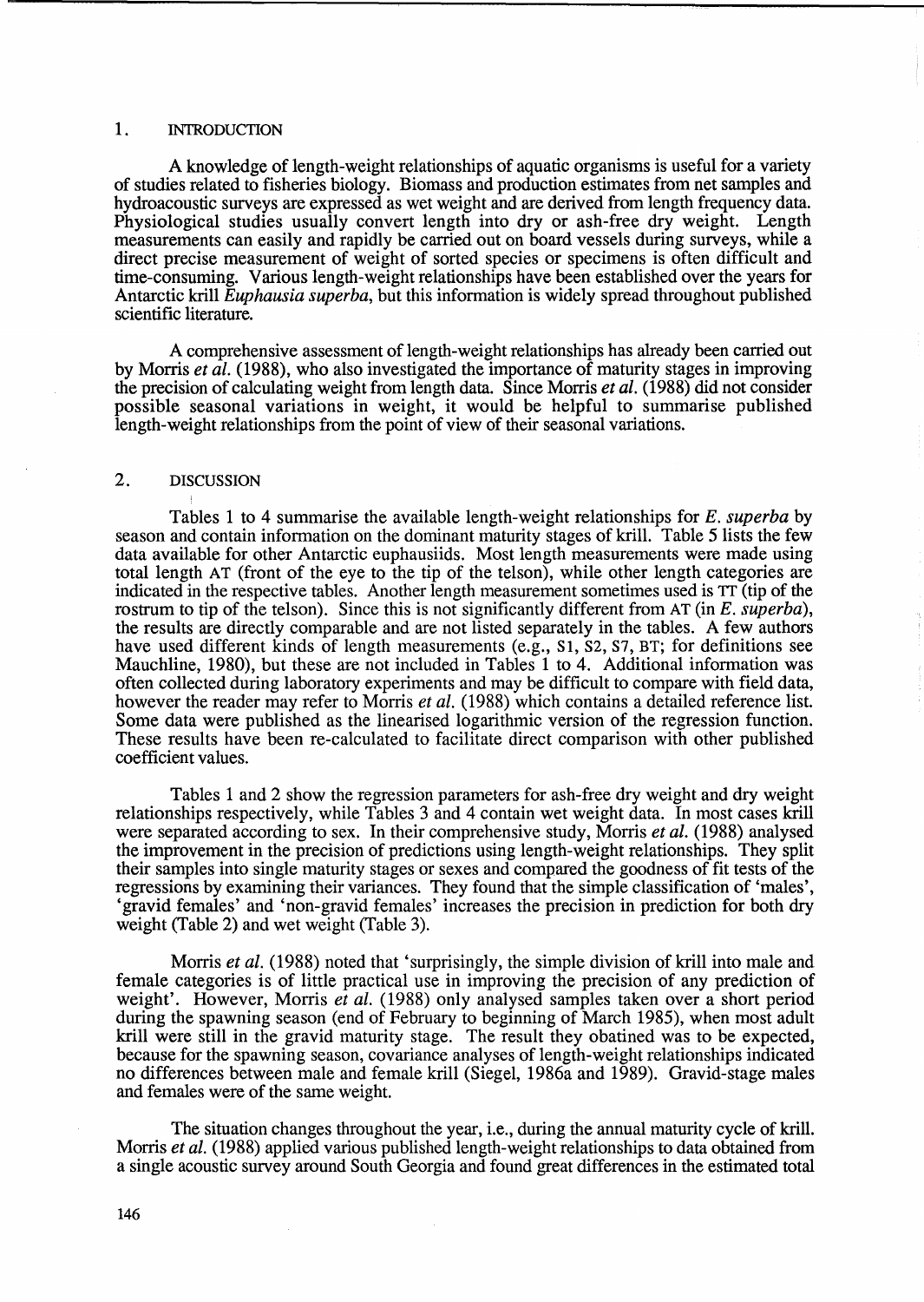## 1. INTRODUCTION

A knowledge of length-weight relationships of aquatic organisms is useful for a variety of studies related to fisheries biology. Biomass and production estimates from net samples and hydroacoustic surveys are expressed as wet weight and are derived from length frequency data. Physiological studies usually convert length into dry or ash-free dry weight. Length measurements can easily and rapidly be carried out on board vessels during surveys, while a direct precise measurement of weight of sorted species or specimens is often difficult and time-consuming. Various length-weight relationships have been established over the years for Antarctic krill *Euphausia superba*, but this information is widely spread throughout published scientific literature.

A comprehensive assessment of length-weight relationships has already been carried out by Morris *et al.* (1988), who also investigated the importance of maturity stages in improving the precision of calculating weight from length data. Since Morris *et al.* (1988) did not consider possible seasonal variations in weight, it would be helpful to summarise published length-weight relationships from the point of view of their seasonal variations.

## 2. DISCUSSION

Tables 1 to 4 summarise the available length-weight relationships for *E. superba* by season and contain information on the dominant maturity stages of krill. Table 5 lists the few data available for other Antarctic euphausiids. Most length measurements were made using total length AT (front of the eye to the tip of the telson), while other length categories are indicated in the respective tables. Another length measurement sometimes used is TT (tip of the rostrum to tip of the telson). Since this is not significantly different from AT (in *E. superba*), the results are directly comparable and are not listed separately in the tables. A few authors have used different kinds of length measurements (e.g., S1, S2, S7, BT; for definitions see Mauchline, 1980), but these are not included in Tables 1 to 4. Additional information was often collected during laboratory experiments and may be difficult to compare with field data, however the reader may refer to Morris *et al.* (1988) which contains a detailed reference list. Some data were published as the linearised logarithmic version of the regression function. These results have been re-calculated to facilitate direct comparison with other published coefficient values.

Tables 1 and 2 show the regression parameters for ash-free dry weight and dry weight relationships respectively, while Tables 3 and 4 contain wet weight data. In most cases krill were separated according to sex. In their comprehensive study, Morris *et al.* (1988) analysed the improvement in the precision of predictions using length-weight relationships. They split their samples into single maturity stages or sexes and compared the goodness of fit tests of the regressions by examining their variances. They found that the simple classification of 'males', 'gravid females' and 'non-gravid females' increases the precision in prediction for both dry weight (Table 2) and wet weight (Table 3).

Morris *et al.* (1988) noted that 'surprisingly, the simple division of krill into male and female categories is of little practical use in improving the precision of any prediction of weight'. However, Morris *et al.* (1988) only analysed samples taken over a short period during the spawning season (end of February to beginning of March 1985), when most adult krill were still in the gravid maturity stage. The result they obatined was to be expected, because for the spawning season, covariance analyses of length-weight relationships indicated no differences between male and female krill (Siegel, 1986a and 1989). Gravid-stage males and females were of the same weight.

The situation changes throughout the year, i.e., during the annual maturity cycle of krill. Morris *et al.* (1988) applied various published length-weight relationships to data obtained from a single acoustic survey around South Georgia and found great differences in the estimated total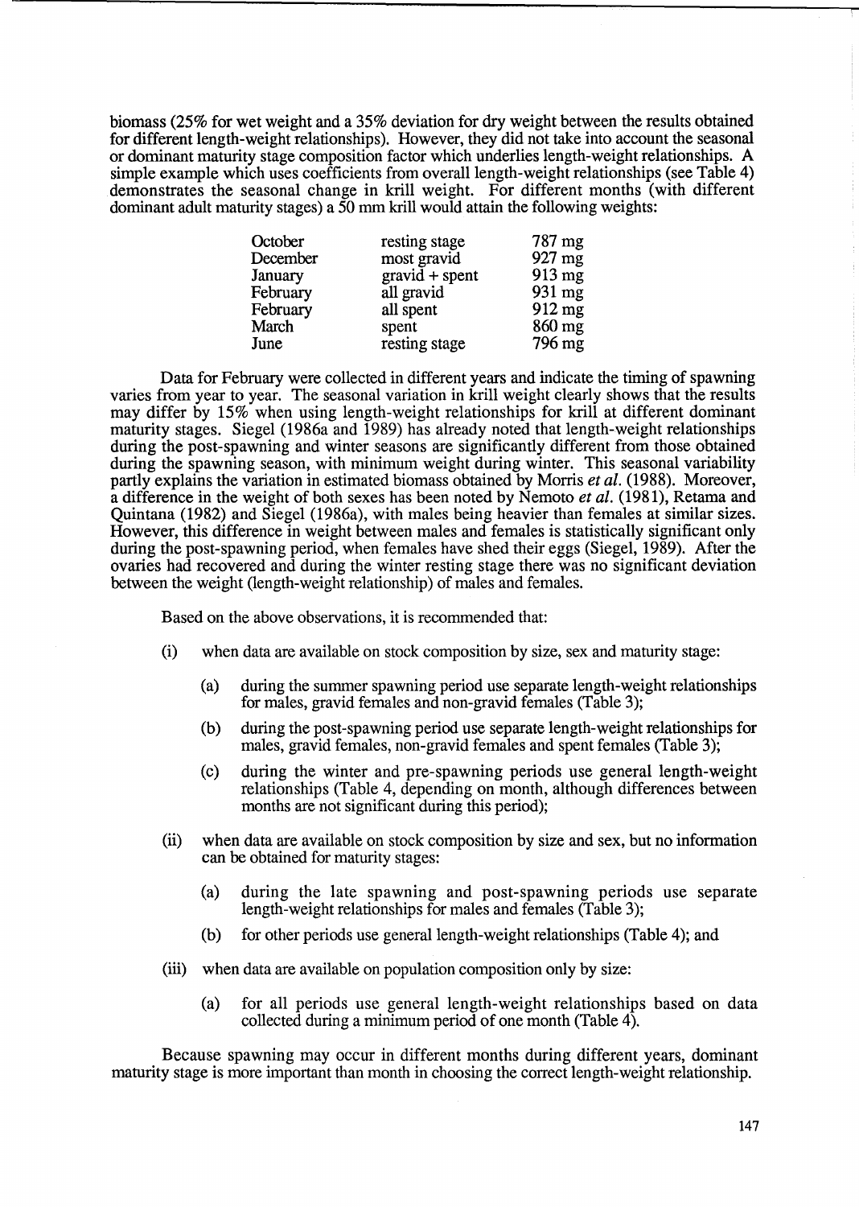biomass (25% for wet weight and a 35% deviation for dry weight between the results obtained for different length-weight relationships). However, they did not take into account the seasonal or dominant maturity stage composition factor which underlies length-weight relationships. A simple example which uses coefficients from overall length-weight relationships (see Table 4) demonstrates the seasonal change in krill weight. For different months (with different dominant adult maturity stages) a 50 mm krill would attain the following weights:

| | | |
|---|---|---|
| October | resting stage | 787 mg |
| December | most gravid | 927 mg |
| January | gravid + spent | 913 mg |
| February | all gravid | 931 mg |
| February | all spent | 912 mg |
| March | spent | 860 mg |
| June | resting stage | 796 mg |

Data for February were collected in different years and indicate the timing of spawning varies from year to year. The seasonal variation in krill weight clearly shows that the results may differ by 15% when using length-weight relationships for krill at different dominant maturity stages. Siegel (1986a and 1989) has already noted that length-weight relationships during the post-spawning and winter seasons are significantly different from those obtained during the spawning season, with minimum weight during winter. This seasonal variability partly explains the variation in estimated biomass obtained by Morris *et al.* (1988). Moreover, a difference in the weight of both sexes has been noted by Nemoto *et al.* (1981), Retama and Quintana (1982) and Siegel (1986a), with males being heavier than females at similar sizes. However, this difference in weight between males and females is statistically significant only during the post-spawning period, when females have shed their eggs (Siegel, 1989). After the ovaries had recovered and during the winter resting stage there was no significant deviation between the weight (length-weight relationship) of males and females.

Based on the above observations, it is recommended that:

(i) when data are available on stock composition by size, sex and maturity stage:

(a) during the summer spawning period use separate length-weight relationships for males, gravid females and non-gravid females (Table 3);

(b) during the post-spawning period use separate length-weight relationships for males, gravid females, non-gravid females and spent females (Table 3);

(c) during the winter and pre-spawning periods use general length-weight relationships (Table 4, depending on month, although differences between months are not significant during this period);

(ii) when data are available on stock composition by size and sex, but no information can be obtained for maturity stages:

(a) during the late spawning and post-spawning periods use separate length-weight relationships for males and females (Table 3);

(b) for other periods use general length-weight relationships (Table 4); and

(iii) when data are available on population composition only by size:

(a) for all periods use general length-weight relationships based on data collected during a minimum period of one month (Table 4).

Because spawning may occur in different months during different years, dominant maturity stage is more important than month in choosing the correct length-weight relationship.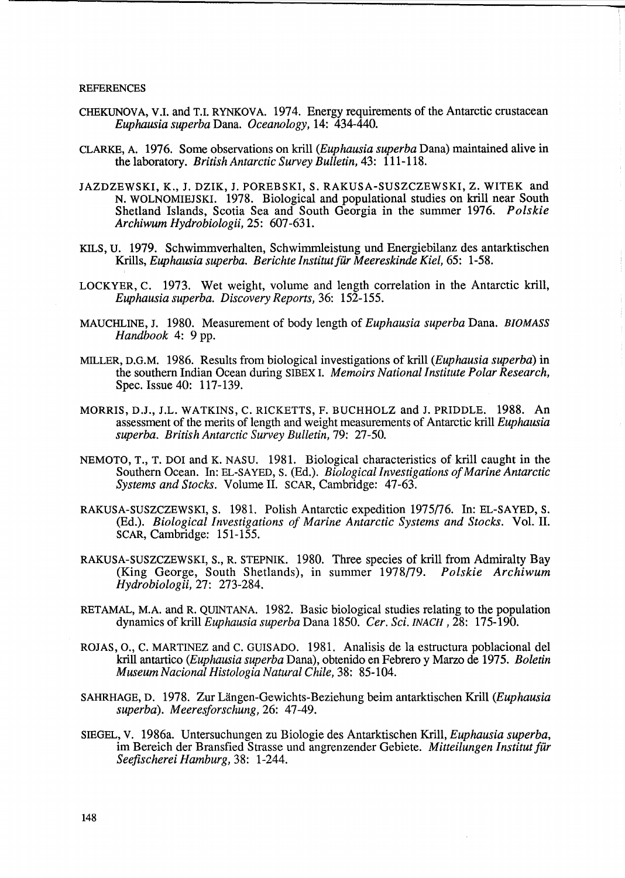REFERENCES

CHEKUNOVA, V.I. and T.I. RYNKOVA. 1974. Energy requirements of the Antarctic crustacean *Euphausia superba* Dana. *Oceanology*, 14: 434-440.

CLARKE, A. 1976. Some observations on krill (*Euphausia superba* Dana) maintained alive in the laboratory. *British Antarctic Survey Bulletin*, 43: 111-118.

JAZDZEWSKI, K., J. DZIK, J. POREBSKI, S. RAKUSA-SUSZCZEWSKI, Z. WITEK and N. WOLNOMIEJSKI. 1978. Biological and populational studies on krill near South Shetland Islands, Scotia Sea and South Georgia in the summer 1976. *Polskie Archiwum Hydrobiologii*, 25: 607-631.

KILS, U. 1979. Schwimmverhalten, Schwimmleistung und Energiebilanz des antarktischen Krills, *Euphausia superba*. *Berichte Institut für Meereskinde Kiel*, 65: 1-58.

LOCKYER, C. 1973. Wet weight, volume and length correlation in the Antarctic krill, *Euphausia superba*. *Discovery Reports*, 36: 152-155.

MAUCHLINE, J. 1980. Measurement of body length of *Euphausia superba* Dana. *BIOMASS Handbook* 4: 9 pp.

MILLER, D.G.M. 1986. Results from biological investigations of krill (*Euphausia superba*) in the southern Indian Ocean during SIBEX I. *Memoirs National Institute Polar Research*, Spec. Issue 40: 117-139.

MORRIS, D.J., J.L. WATKINS, C. RICKETTS, F. BUCHHOLZ and J. PRIDDLE. 1988. An assessment of the merits of length and weight measurements of Antarctic krill *Euphausia superba*. *British Antarctic Survey Bulletin*, 79: 27-50.

NEMOTO, T., T. DOI and K. NASU. 1981. Biological characteristics of krill caught in the Southern Ocean. In: EL-SAYED, S. (Ed.). *Biological Investigations of Marine Antarctic Systems and Stocks*. Volume II. SCAR, Cambridge: 47-63.

RAKUSA-SUSZCZEWSKI, S. 1981. Polish Antarctic expedition 1975/76. In: EL-SAYED, S. (Ed.). *Biological Investigations of Marine Antarctic Systems and Stocks*. Vol. II. SCAR, Cambridge: 151-155.

RAKUSA-SUSZCZEWSKI, S., R. STEPNIK. 1980. Three species of krill from Admiralty Bay (King George, South Shetlands), in summer 1978/79. *Polskie Archiwum Hydrobiologii*, 27: 273-284.

RETAMAL, M.A. and R. QUINTANA. 1982. Basic biological studies relating to the population dynamics of krill *Euphausia superba* Dana 1850. *Cer. Sci. INACH*, 28: 175-190.

ROJAS, O., C. MARTINEZ and C. GUISADO. 1981. Analisis de la estructura poblacional del krill antartico (*Euphausia superba* Dana), obtenido en Febrero y Marzo de 1975. *Boletin Museum Nacional Histologia Natural Chile*, 38: 85-104.

SAHRHAGE, D. 1978. Zur Längen-Gewichts-Beziehung beim antarktischen Krill (*Euphausia superba*). *Meeresforschung*, 26: 47-49.

SIEGEL, V. 1986a. Untersuchungen zu Biologie des Antarktischen Krill, *Euphausia superba*, im Bereich der Bransfied Strasse und angrenzender Gebiete. *Mitteilungen Institut für Seefischerei Hamburg*, 38: 1-244.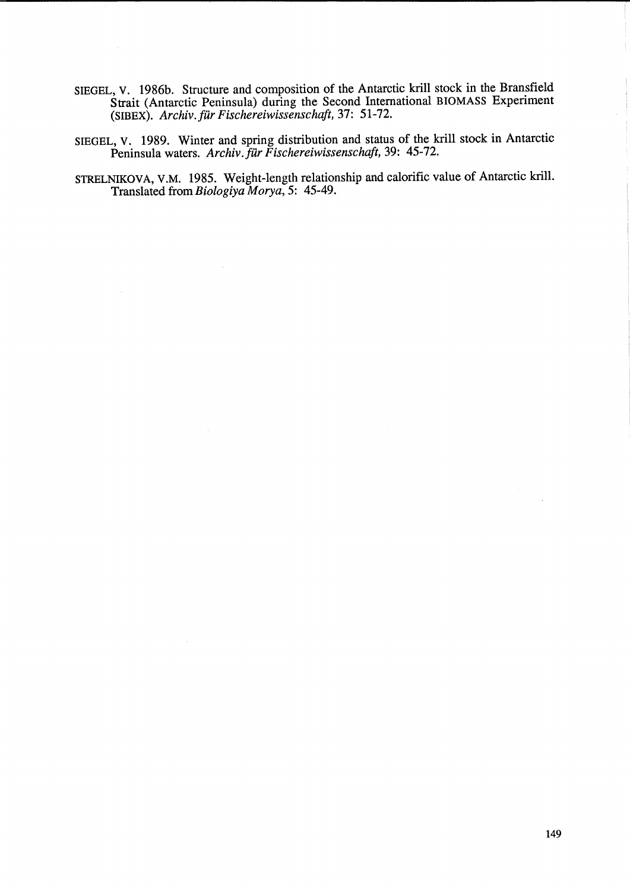SIEGEL, V. 1986b. Structure and composition of the Antarctic krill stock in the Bransfield Strait (Antarctic Peninsula) during the Second International BIOMASS Experiment (SIBEX). *Archiv. für Fischereiwissenschaft*, 37: 51-72.

SIEGEL, V. 1989. Winter and spring distribution and status of the krill stock in Antarctic Peninsula waters. *Archiv. für Fischereiwissenschaft*, 39: 45-72.

STRELNIKOVA, V.M. 1985. Weight-length relationship and calorific value of Antarctic krill. Translated from *Biologiya Morya*, 5: 45-49.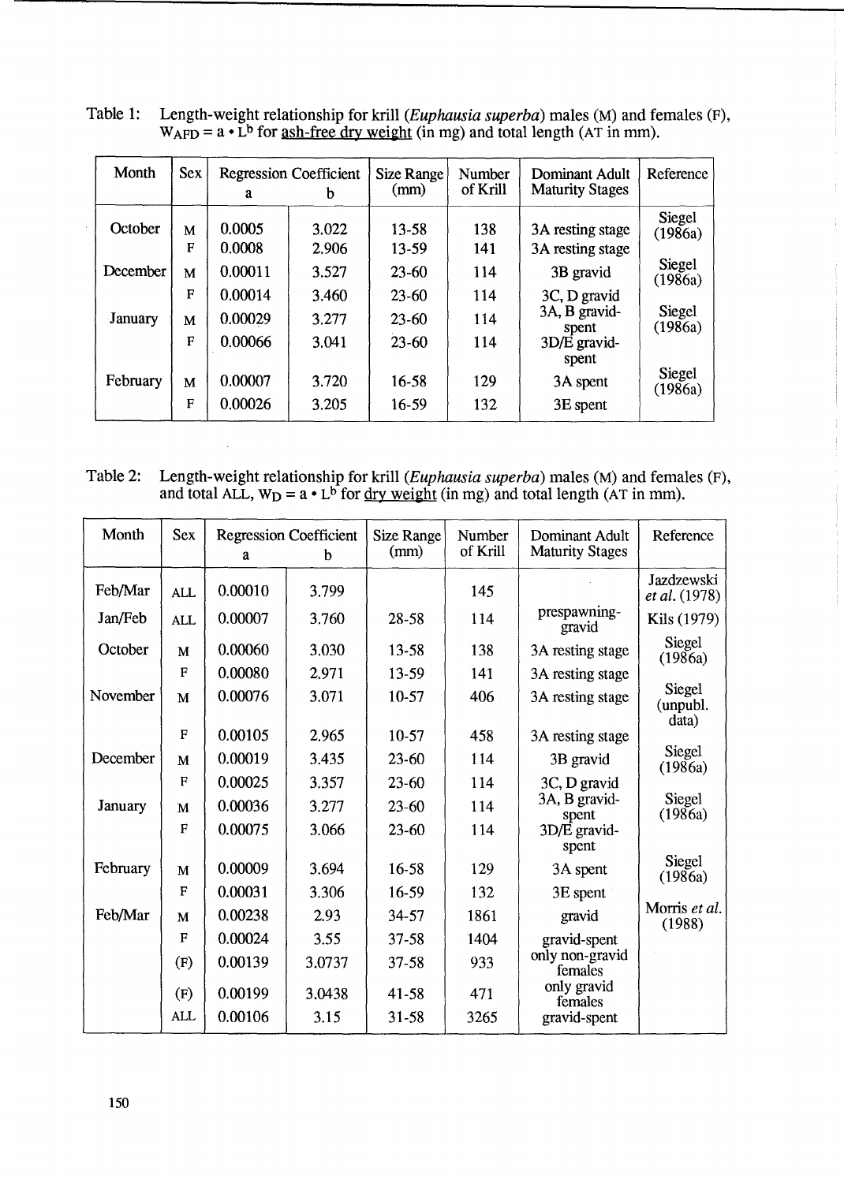Table 1: Length-weight relationship for krill (*Euphausia superba*) males (M) and females (F), $W_{AFD} = a \cdot L^b$ for ash-free dry weight (in mg) and total length (AT in mm).

| Month | Sex | Regression Coefficient a | b | Size Range (mm) | Number of Krill | Dominant Adult Maturity Stages | Reference |
|---|---|---|---|---|---|---|---|
| October | M | 0.0005 | 3.022 | 13-58 | 138 | 3A resting stage | Siegel (1986a) |
| | F | 0.0008 | 2.906 | 13-59 | 141 | 3A resting stage | |
| December | M | 0.00011 | 3.527 | 23-60 | 114 | 3B gravid | Siegel (1986a) |
| | F | 0.00014 | 3.460 | 23-60 | 114 | 3C, D gravid | |
| January | M | 0.00029 | 3.277 | 23-60 | 114 | 3A, B gravid-spent | Siegel (1986a) |
| | F | 0.00066 | 3.041 | 23-60 | 114 | 3D/E gravid-spent | |
| February | M | 0.00007 | 3.720 | 16-58 | 129 | 3A spent | Siegel (1986a) |
| | F | 0.00026 | 3.205 | 16-59 | 132 | 3E spent | |

Table 2: Length-weight relationship for krill (*Euphausia superba*) males (M) and females (F), and total ALL, $W_D = a \cdot L^b$ for dry weight (in mg) and total length (AT in mm).

| Month | Sex | Regression Coefficient a | b | Size Range (mm) | Number of Krill | Dominant Adult Maturity Stages | Reference |
|---|---|---|---|---|---|---|---|
| Feb/Mar | ALL | 0.00010 | 3.799 | | 145 | | Jazdzewski *et al.* (1978) |
| Jan/Feb | ALL | 0.00007 | 3.760 | 28-58 | 114 | prespawning-gravid | Kils (1979) |
| October | M | 0.00060 | 3.030 | 13-58 | 138 | 3A resting stage | Siegel (1986a) |
| | F | 0.00080 | 2.971 | 13-59 | 141 | 3A resting stage | |
| November | M | 0.00076 | 3.071 | 10-57 | 406 | 3A resting stage | Siegel (unpubl. data) |
| | F | 0.00105 | 2.965 | 10-57 | 458 | 3A resting stage | |
| December | M | 0.00019 | 3.435 | 23-60 | 114 | 3B gravid | Siegel (1986a) |
| | F | 0.00025 | 3.357 | 23-60 | 114 | 3C, D gravid | |
| January | M | 0.00036 | 3.277 | 23-60 | 114 | 3A, B gravid-spent | Siegel (1986a) |
| | F | 0.00075 | 3.066 | 23-60 | 114 | 3D/E gravid-spent | |
| February | M | 0.00009 | 3.694 | 16-58 | 129 | 3A spent | Siegel (1986a) |
| | F | 0.00031 | 3.306 | 16-59 | 132 | 3E spent | |
| Feb/Mar | M | 0.00238 | 2.93 | 34-57 | 1861 | gravid | Morris *et al.* (1988) |
| | F | 0.00024 | 3.55 | 37-58 | 1404 | gravid-spent | |
| | (F) | 0.00139 | 3.0737 | 37-58 | 933 | only non-gravid females | |
| | (F) | 0.00199 | 3.0438 | 41-58 | 471 | only gravid females | |
| | ALL | 0.00106 | 3.15 | 31-58 | 3265 | gravid-spent | |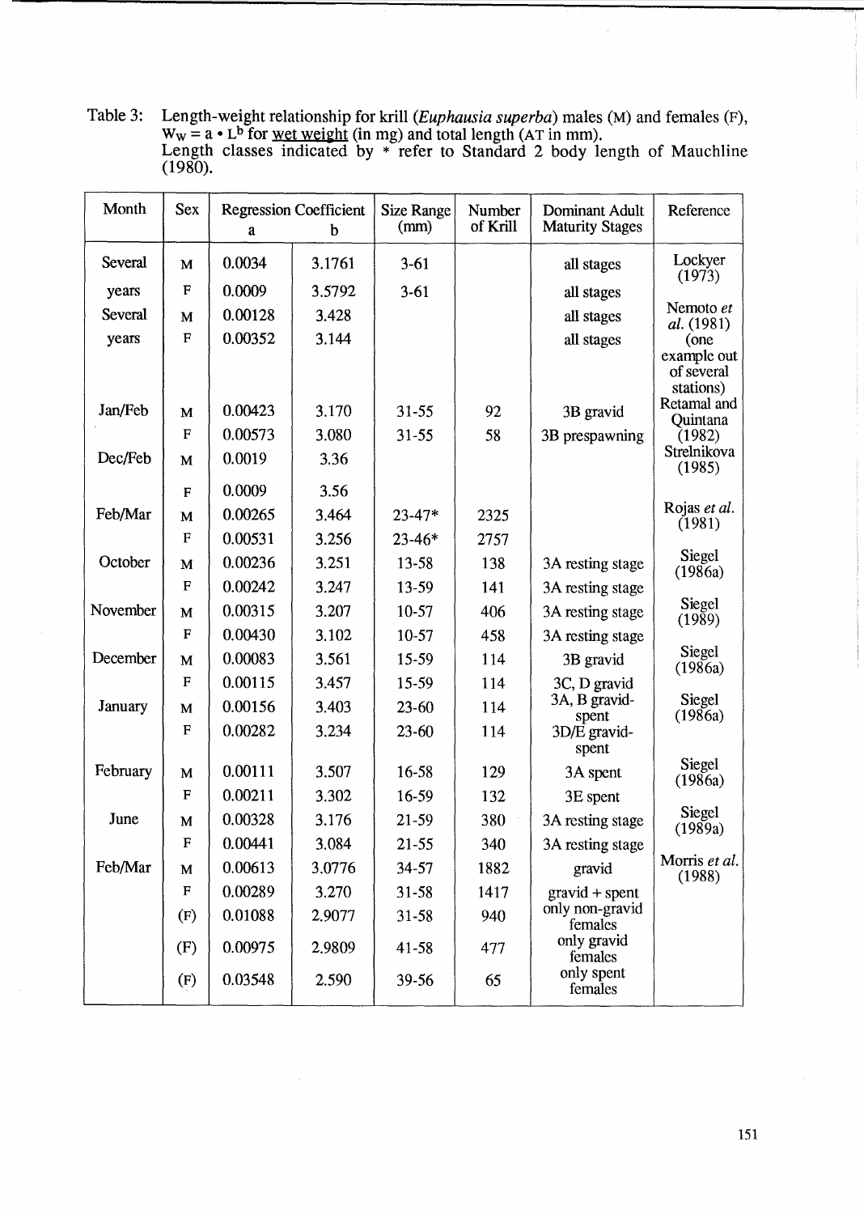Table 3: Length-weight relationship for krill (*Euphausia superba*) males (M) and females (F), $W_W = a \cdot L^b$ for wet weight (in mg) and total length (AT in mm).
Length classes indicated by * refer to Standard 2 body length of Mauchline (1980).

| Month | Sex | Regression Coefficient a | b | Size Range (mm) | Number of Krill | Dominant Adult Maturity Stages | Reference |
|---|---|---|---|---|---|---|---|
| Several years | M | 0.0034 | 3.1761 | 3-61 | | all stages | Lockyer (1973) |
| | F | 0.0009 | 3.5792 | 3-61 | | all stages | |
| Several years | M | 0.00128 | 3.428 | | | all stages | Nemoto *et al.* (1981) (one example out of several stations) |
| | F | 0.00352 | 3.144 | | | all stages | |
| Jan/Feb | M | 0.00423 | 3.170 | 31-55 | 92 | 3B gravid | Retamal and Quintana (1982) |
| | F | 0.00573 | 3.080 | 31-55 | 58 | 3B prespawning | |
| Dec/Feb | M | 0.0019 | 3.36 | | | | Strelnikova (1985) |
| | F | 0.0009 | 3.56 | | | | |
| Feb/Mar | M | 0.00265 | 3.464 | 23-47* | 2325 | | Rojas *et al.* (1981) |
| | F | 0.00531 | 3.256 | 23-46* | 2757 | | |
| October | M | 0.00236 | 3.251 | 13-58 | 138 | 3A resting stage | Siegel (1986a) |
| | F | 0.00242 | 3.247 | 13-59 | 141 | 3A resting stage | |
| November | M | 0.00315 | 3.207 | 10-57 | 406 | 3A resting stage | Siegel (1989) |
| | F | 0.00430 | 3.102 | 10-57 | 458 | 3A resting stage | |
| December | M | 0.00083 | 3.561 | 15-59 | 114 | 3B gravid | Siegel (1986a) |
| | F | 0.00115 | 3.457 | 15-59 | 114 | 3C, D gravid | |
| January | M | 0.00156 | 3.403 | 23-60 | 114 | 3A, B gravid-spent | Siegel (1986a) |
| | F | 0.00282 | 3.234 | 23-60 | 114 | 3D/E gravid-spent | |
| February | M | 0.00111 | 3.507 | 16-58 | 129 | 3A spent | Siegel (1986a) |
| | F | 0.00211 | 3.302 | 16-59 | 132 | 3E spent | |
| June | M | 0.00328 | 3.176 | 21-59 | 380 | 3A resting stage | Siegel (1989a) |
| | F | 0.00441 | 3.084 | 21-55 | 340 | 3A resting stage | |
| Feb/Mar | M | 0.00613 | 3.0776 | 34-57 | 1882 | gravid | Morris *et al.* (1988) |
| | F | 0.00289 | 3.270 | 31-58 | 1417 | gravid + spent | |
| | (F) | 0.01088 | 2.9077 | 31-58 | 940 | only non-gravid females | |
| | (F) | 0.00975 | 2.9809 | 41-58 | 477 | only gravid females | |
| | (F) | 0.03548 | 2.590 | 39-56 | 65 | only spent females | |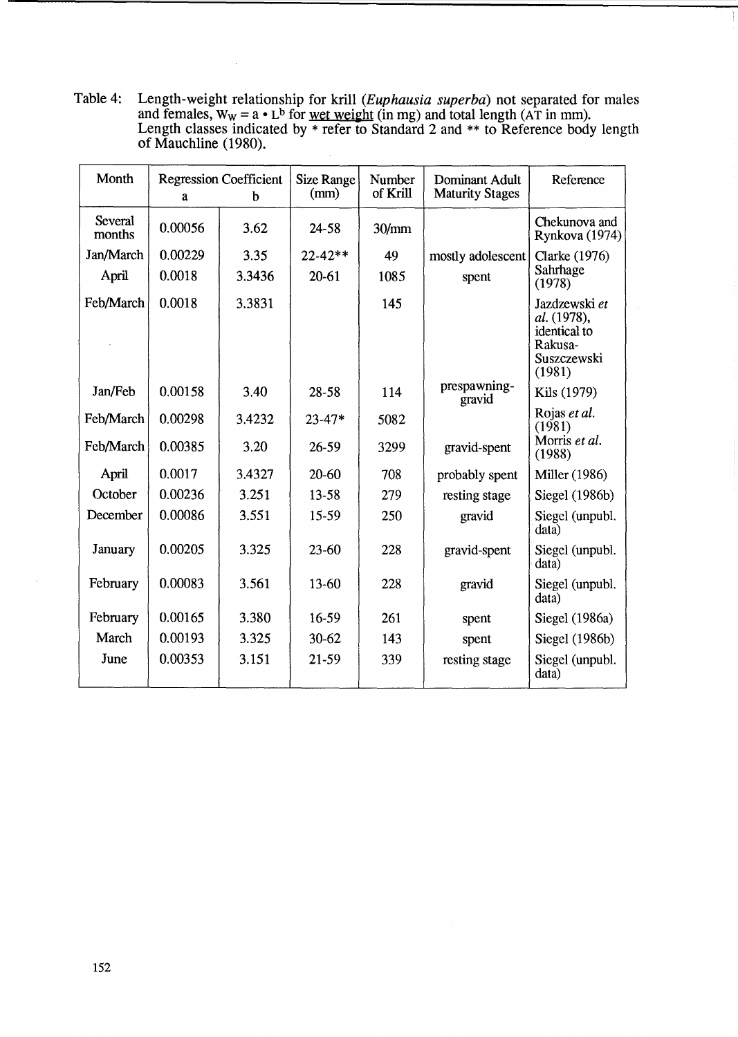Table 4: Length-weight relationship for krill (*Euphausia superba*) not separated for males and females, $W_W = a \cdot L^b$ for wet weight (in mg) and total length (AT in mm). Length classes indicated by * refer to Standard 2 and ** to Reference body length of Mauchline (1980).

| Month | Regression Coefficient a | b | Size Range (mm) | Number of Krill | Dominant Adult Maturity Stages | Reference |
|---|---|---|---|---|---|---|
| Several months | 0.00056 | 3.62 | 24-58 | 30/mm | | Chekunova and Rynkova (1974) |
| Jan/March | 0.00229 | 3.35 | 22-42** | 49 | mostly adolescent | Clarke (1976) |
| April | 0.0018 | 3.3436 | 20-61 | 1085 | spent | Sahrhage (1978) |
| Feb/March | 0.0018 | 3.3831 | | 145 | | Jazdzewski *et al.* (1978), identical to Rakusa-Suszczewski (1981) |
| Jan/Feb | 0.00158 | 3.40 | 28-58 | 114 | prespawning-gravid | Kils (1979) |
| Feb/March | 0.00298 | 3.4232 | 23-47* | 5082 | | Rojas *et al.* (1981) |
| Feb/March | 0.00385 | 3.20 | 26-59 | 3299 | gravid-spent | Morris *et al.* (1988) |
| April | 0.0017 | 3.4327 | 20-60 | 708 | probably spent | Miller (1986) |
| October | 0.00236 | 3.251 | 13-58 | 279 | resting stage | Siegel (1986b) |
| December | 0.00086 | 3.551 | 15-59 | 250 | gravid | Siegel (unpubl. data) |
| January | 0.00205 | 3.325 | 23-60 | 228 | gravid-spent | Siegel (unpubl. data) |
| February | 0.00083 | 3.561 | 13-60 | 228 | gravid | Siegel (unpubl. data) |
| February | 0.00165 | 3.380 | 16-59 | 261 | spent | Siegel (1986a) |
| March | 0.00193 | 3.325 | 30-62 | 143 | spent | Siegel (1986b) |
| June | 0.00353 | 3.151 | 21-59 | 339 | resting stage | Siegel (unpubl. data) |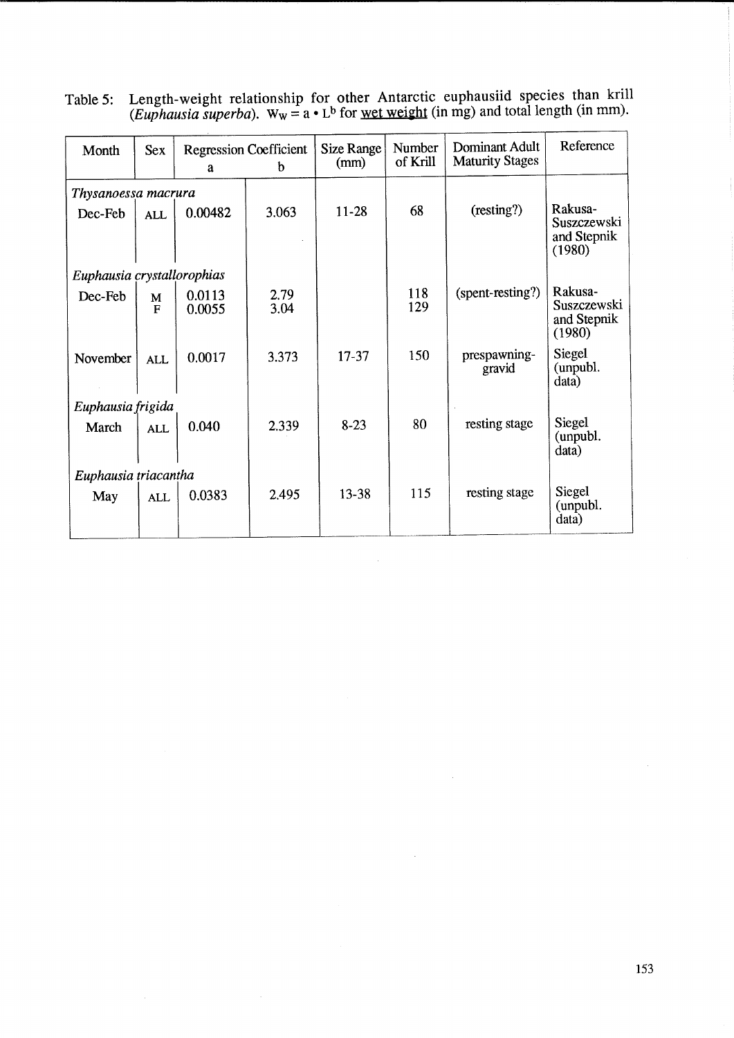Table 5: Length-weight relationship for other Antarctic euphausiid species than krill (*Euphausia superba*). $W_W = a \cdot L^b$ for wet weight (in mg) and total length (in mm).

| Month | Sex | Regression Coefficient a | b | Size Range (mm) | Number of Krill | Dominant Adult Maturity Stages | Reference |
|---|---|---|---|---|---|---|---|
| *Thysanoessa macrura* | | | | | | | |
| Dec-Feb | ALL | 0.00482 | 3.063 | 11-28 | 68 | (resting?) | Rakusa-Suszczewski and Stepnik (1980) |
| *Euphausia crystallorophias* | | | | | | | |
| Dec-Feb | M<br>F | 0.0113<br>0.0055 | 2.79<br>3.04 | | 118<br>129 | (spent-resting?) | Rakusa-Suszczewski and Stepnik (1980) |
| November | ALL | 0.0017 | 3.373 | 17-37 | 150 | prespawning-gravid | Siegel (unpubl. data) |
| *Euphausia frigida* | | | | | | | |
| March | ALL | 0.040 | 2.339 | 8-23 | 80 | resting stage | Siegel (unpubl. data) |
| *Euphausia triacantha* | | | | | | | |
| May | ALL | 0.0383 | 2.495 | 13-38 | 115 | resting stage | Siegel (unpubl. data) |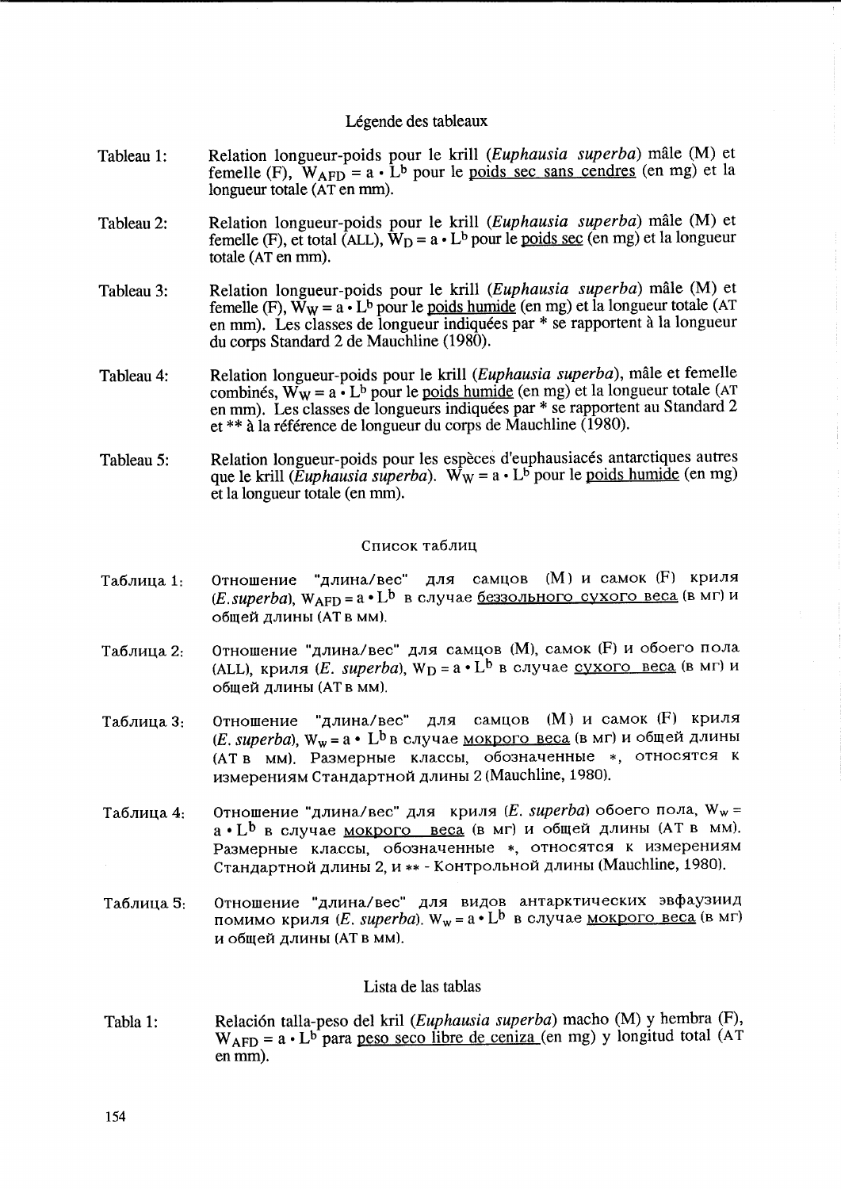## Légende des tableaux

Tableau 1: Relation longueur-poids pour le krill (*Euphausia superba*) mâle (M) et femelle (F), $W_{AFD} = a \cdot L^b$ pour le poids sec sans cendres (en mg) et la longueur totale (AT en mm).

Tableau 2: Relation longueur-poids pour le krill (*Euphausia superba*) mâle (M) et femelle (F), et total (ALL), $W_D = a \cdot L^b$ pour le poids sec (en mg) et la longueur totale (AT en mm).

Tableau 3: Relation longueur-poids pour le krill (*Euphausia superba*) mâle (M) et femelle (F), $W_W = a \cdot L^b$ pour le poids humide (en mg) et la longueur totale (AT en mm). Les classes de longueur indiquées par * se rapportent à la longueur du corps Standard 2 de Mauchline (1980).

Tableau 4: Relation longueur-poids pour le krill (*Euphausia superba*), mâle et femelle combinés, $W_W = a \cdot L^b$ pour le poids humide (en mg) et la longueur totale (AT en mm). Les classes de longueurs indiquées par * se rapportent au Standard 2 et ** à la référence de longueur du corps de Mauchline (1980).

Tableau 5: Relation longueur-poids pour les espèces d'euphausiacés antarctiques autres que le krill (*Euphausia superba*). $W_W = a \cdot L^b$ pour le poids humide (en mg) et la longueur totale (en mm).

## Список таблиц

Таблица 1: Отношение "длина/вес" для самцов (M) и самок (F) криля (*E.superba*), $W_{AFD} = a \cdot L^b$ в случае беззольного сухого веса (в мг) и общей длины (AT в мм).

Таблица 2: Отношение "длина/вес" для самцов (M), самок (F) и обоего пола (ALL), криля (*E. superba*), $W_D = a \cdot L^b$ в случае сухого веса (в мг) и общей длины (AT в мм).

Таблица 3: Отношение "длина/вес" для самцов (M) и самок (F) криля (*E. superba*), $W_w = a \cdot L^b$ в случае мокрого веса (в мг) и общей длины (AT в мм). Размерные классы, обозначенные *, относятся к измерениям Стандартной длины 2 (Mauchline, 1980).

Таблица 4: Отношение "длина/вес" для криля (*E. superba*) обоего пола, $W_w = a \cdot L^b$ в случае мокрого веса (в мг) и общей длины (AT в мм). Размерные классы, обозначенные *, относятся к измерениям Стандартной длины 2, и ** - Контрольной длины (Mauchline, 1980).

Таблица 5: Отношение "длина/вес" для видов антарктических эвфаузиид помимо криля (*E. superba*). $W_w = a \cdot L^b$ в случае мокрого веса (в мг) и общей длины (AT в мм).

## Lista de las tablas

Tabla 1: Relación talla-peso del kril (*Euphausia superba*) macho (M) y hembra (F), $W_{AFD} = a \cdot L^b$ para peso seco libre de ceniza (en mg) y longitud total (AT en mm).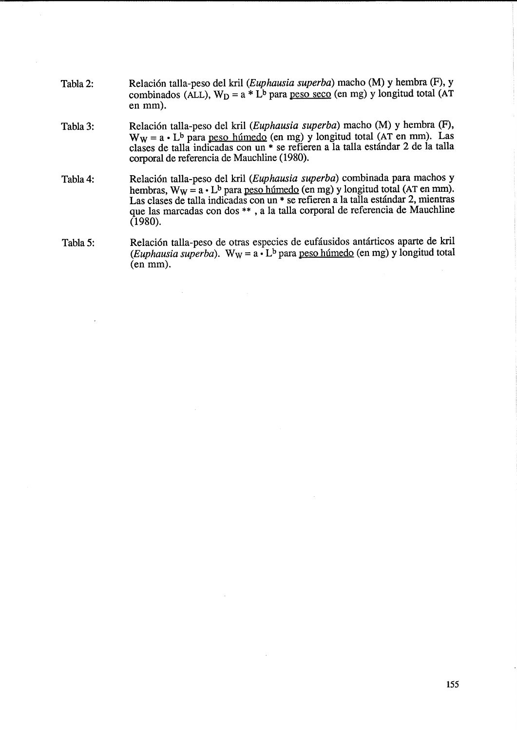Tabla 2: Relación talla-peso del kril (*Euphausia superba*) macho (M) y hembra (F), y combinados (ALL), $W_D = a * L^b$ para peso seco (en mg) y longitud total (AT en mm).

Tabla 3: Relación talla-peso del kril (*Euphausia superba*) macho (M) y hembra (F), $W_W = a \cdot L^b$ para peso húmedo (en mg) y longitud total (AT en mm). Las clases de talla indicadas con un * se refieren a la talla estándar 2 de la talla corporal de referencia de Mauchline (1980).

Tabla 4: Relación talla-peso del kril (*Euphausia superba*) combinada para machos y hembras, $W_W = a \cdot L^b$ para peso húmedo (en mg) y longitud total (AT en mm). Las clases de talla indicadas con un * se refieren a la talla estándar 2, mientras que las marcadas con dos ** , a la talla corporal de referencia de Mauchline (1980).

Tabla 5: Relación talla-peso de otras especies de eufáusidos antárticos aparte de kril (*Euphausia superba*). $W_W = a \cdot L^b$ para peso húmedo (en mg) y longitud total (en mm).